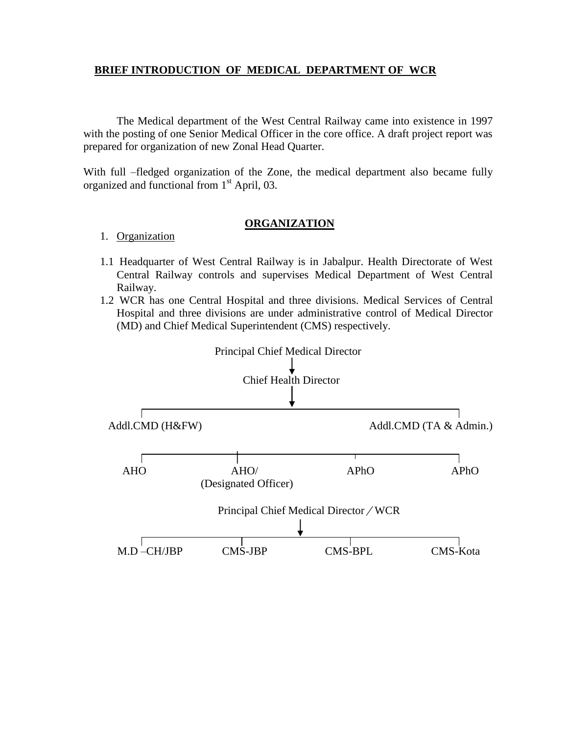## BRIEF INTRODUCTION OF MEDICAL DEPARTMENT OF WCR

The Medical department of the West Central Railway came into existence in 1997 with the posting of one Senior Medical Officer in the core office. A draft project report was prepared for organization of new Zonal Head Quarter.

With full –fledged organization of the Zone, the medical department also became fully organized and functional from 1st April, 03.

## ORGANIZATION

1. Organization

1.1 Headquarter of West Central Railway is in Jabalpur. Health Directorate of West Central Railway controls and supervises Medical Department of West Central Railway.

1.2 WCR has one Central Hospital and three divisions. Medical Services of Central Hospital and three divisions are under administrative control of Medical Director (MD) and Chief Medical Superintendent (CMS) respectively.

Principal Chief Medical Director
↓
Chief Health Director
↓

- Addl.CMD (H&FW)
- Addl.CMD (TA & Admin.)

- AHO
- AHO/ (Designated Officer)
- APhO
- APhO

Principal Chief Medical Director / WCR
↓

- M.D –CH/JBP
- CMS-JBP
- CMS-BPL
- CMS-Kota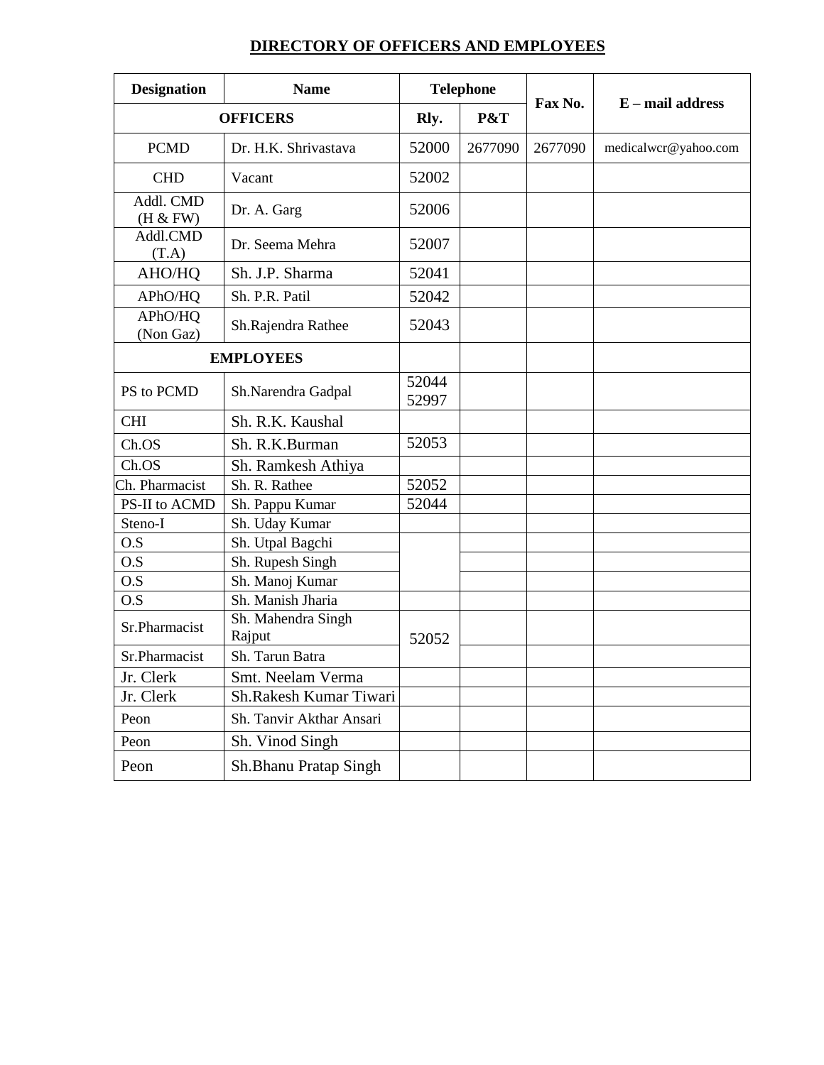## DIRECTORY OF OFFICERS AND EMPLOYEES

| Designation | Name | Telephone | | Fax No. | E – mail address |
|---|---|---|---|---|---|
| OFFICERS | | Rly. | P&T | | |
| PCMD | Dr. H.K. Shrivastava | 52000 | 2677090 | 2677090 | medicalwcr@yahoo.com |
| CHD | Vacant | 52002 | | | |
| Addl. CMD (H & FW) | Dr. A. Garg | 52006 | | | |
| Addl.CMD (T.A) | Dr. Seema Mehra | 52007 | | | |
| AHO/HQ | Sh. J.P. Sharma | 52041 | | | |
| APhO/HQ | Sh. P.R. Patil | 52042 | | | |
| APhO/HQ (Non Gaz) | Sh.Rajendra Rathee | 52043 | | | |
| EMPLOYEES | | | | | |
| PS to PCMD | Sh.Narendra Gadpal | 52044 52997 | | | |
| CHI | Sh. R.K. Kaushal | | | | |
| Ch.OS | Sh. R.K.Burman | 52053 | | | |
| Ch.OS | Sh. Ramkesh Athiya | | | | |
| Ch. Pharmacist | Sh. R. Rathee | 52052 | | | |
| PS-II to ACMD | Sh. Pappu Kumar | 52044 | | | |
| Steno-I | Sh. Uday Kumar | | | | |
| O.S | Sh. Utpal Bagchi | | | | |
| O.S | Sh. Rupesh Singh | | | | |
| O.S | Sh. Manoj Kumar | | | | |
| O.S | Sh. Manish Jharia | | | | |
| Sr.Pharmacist | Sh. Mahendra Singh Rajput | 52052 | | | |
| Sr.Pharmacist | Sh. Tarun Batra | | | | |
| Jr. Clerk | Smt. Neelam Verma | | | | |
| Jr. Clerk | Sh.Rakesh Kumar Tiwari | | | | |
| Peon | Sh. Tanvir Akthar Ansari | | | | |
| Peon | Sh. Vinod Singh | | | | |
| Peon | Sh.Bhanu Pratap Singh | | | | |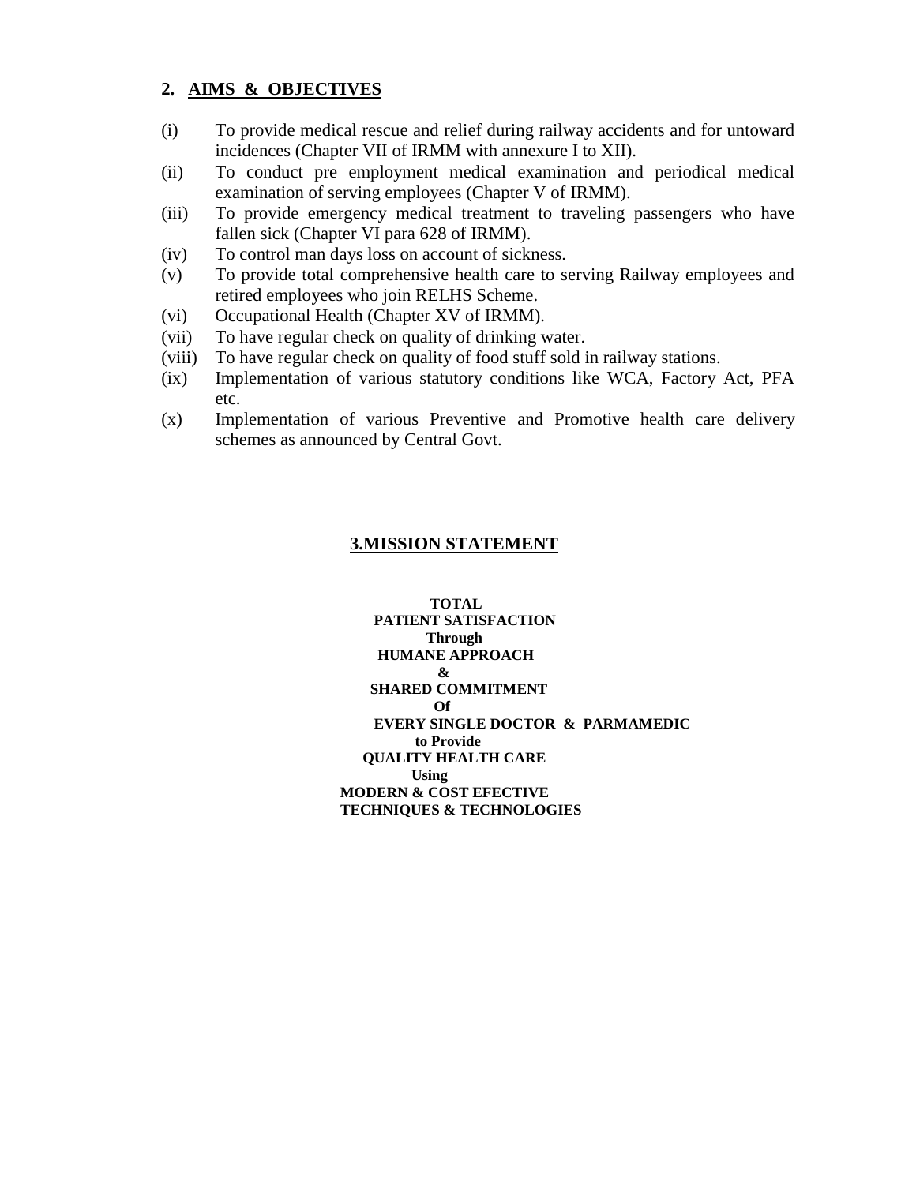## 2. AIMS & OBJECTIVES

(i) To provide medical rescue and relief during railway accidents and for untoward incidences (Chapter VII of IRMM with annexure I to XII).

(ii) To conduct pre employment medical examination and periodical medical examination of serving employees (Chapter V of IRMM).

(iii) To provide emergency medical treatment to traveling passengers who have fallen sick (Chapter VI para 628 of IRMM).

(iv) To control man days loss on account of sickness.

(v) To provide total comprehensive health care to serving Railway employees and retired employees who join RELHS Scheme.

(vi) Occupational Health (Chapter XV of IRMM).

(vii) To have regular check on quality of drinking water.

(viii) To have regular check on quality of food stuff sold in railway stations.

(ix) Implementation of various statutory conditions like WCA, Factory Act, PFA etc.

(x) Implementation of various Preventive and Promotive health care delivery schemes as announced by Central Govt.

## 3.MISSION STATEMENT

**TOTAL**
**PATIENT SATISFACTION**
**Through**
**HUMANE APPROACH**
**&**
**SHARED COMMITMENT**
**Of**
**EVERY SINGLE DOCTOR & PARMAMEDIC**
**to Provide**
**QUALITY HEALTH CARE**
**Using**
**MODERN & COST EFECTIVE**
**TECHNIQUES & TECHNOLOGIES**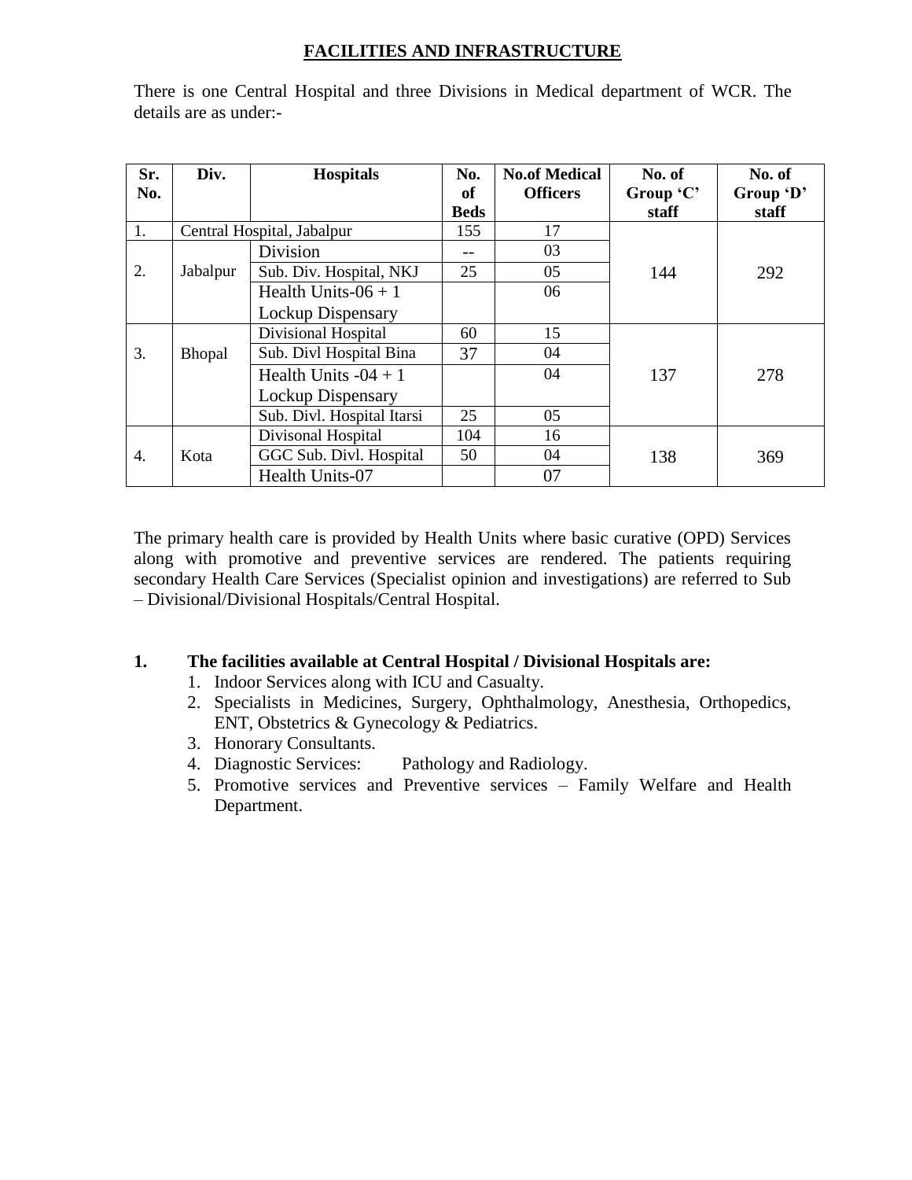## FACILITIES AND INFRASTRUCTURE

There is one Central Hospital and three Divisions in Medical department of WCR. The details are as under:-

| Sr. No. | Div. | Hospitals | No. of Beds | No.of Medical Officers | No. of Group 'C' staff | No. of Group 'D' staff |
|---|---|---|---|---|---|---|
| 1. | Central Hospital, Jabalpur | | 155 | 17 | 144 | 292 |
| 2. | Jabalpur | Division | -- | 03 | | |
| | | Sub. Div. Hospital, NKJ | 25 | 05 | | |
| | | Health Units-06 + 1 Lockup Dispensary | | 06 | | |
| 3. | Bhopal | Divisional Hospital | 60 | 15 | 137 | 278 |
| | | Sub. Divl Hospital Bina | 37 | 04 | | |
| | | Health Units -04 + 1 Lockup Dispensary | | 04 | | |
| | | Sub. Divl. Hospital Itarsi | 25 | 05 | | |
| 4. | Kota | Divisonal Hospital | 104 | 16 | 138 | 369 |
| | | GGC Sub. Divl. Hospital | 50 | 04 | | |
| | | Health Units-07 | | 07 | | |

The primary health care is provided by Health Units where basic curative (OPD) Services along with promotive and preventive services are rendered. The patients requiring secondary Health Care Services (Specialist opinion and investigations) are referred to Sub – Divisional/Divisional Hospitals/Central Hospital.

**1. The facilities available at Central Hospital / Divisional Hospitals are:**

1. Indoor Services along with ICU and Casualty.
2. Specialists in Medicines, Surgery, Ophthalmology, Anesthesia, Orthopedics, ENT, Obstetrics & Gynecology & Pediatrics.
3. Honorary Consultants.
4. Diagnostic Services: Pathology and Radiology.
5. Promotive services and Preventive services – Family Welfare and Health Department.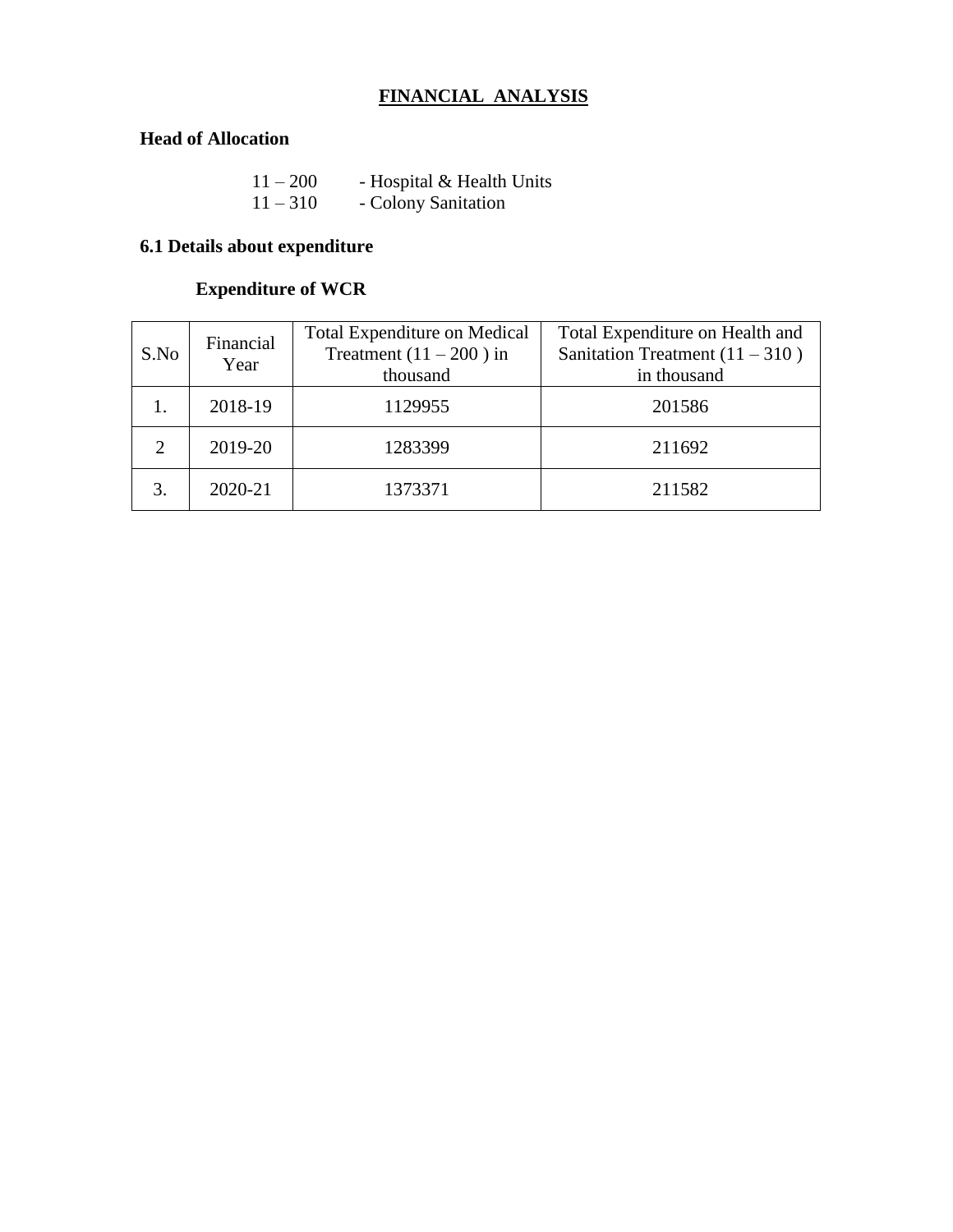# FINANCIAL ANALYSIS

**Head of Allocation**

11 – 200 - Hospital & Health Units
11 – 310 - Colony Sanitation

### 6.1 Details about expenditure

**Expenditure of WCR**

| S.No | Financial Year | Total Expenditure on Medical Treatment (11 – 200 ) in thousand | Total Expenditure on Health and Sanitation Treatment (11 – 310 ) in thousand |
|---|---|---|---|
| 1. | 2018-19 | 1129955 | 201586 |
| 2 | 2019-20 | 1283399 | 211692 |
| 3. | 2020-21 | 1373371 | 211582 |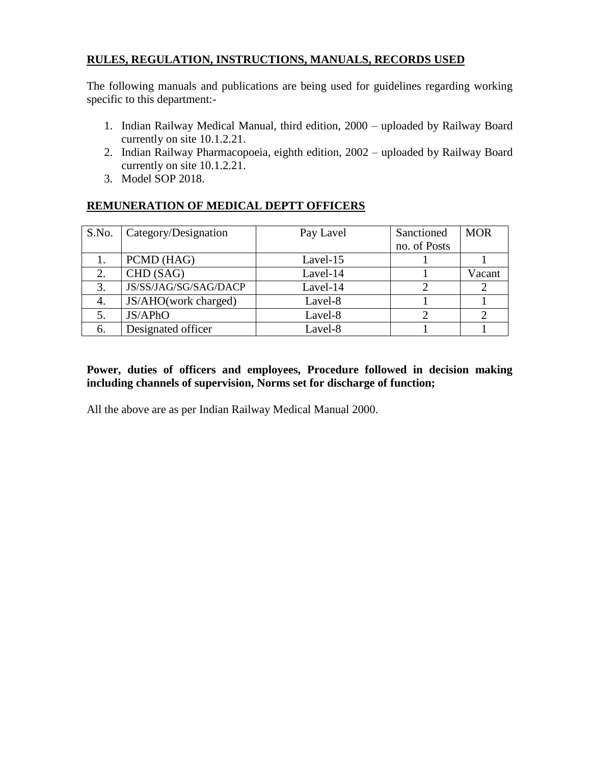## RULES, REGULATION, INSTRUCTIONS, MANUALS, RECORDS USED

The following manuals and publications are being used for guidelines regarding working specific to this department:-

1. Indian Railway Medical Manual, third edition, 2000 – uploaded by Railway Board currently on site 10.1.2.21.
2. Indian Railway Pharmacopoeia, eighth edition, 2002 – uploaded by Railway Board currently on site 10.1.2.21.
3. Model SOP 2018.

## REMUNERATION OF MEDICAL DEPTT OFFICERS

| S.No. | Category/Designation | Pay Lavel | Sanctioned no. of Posts | MOR |
|---|---|---|---|---|
| 1. | PCMD (HAG) | Lavel-15 | 1 | 1 |
| 2. | CHD (SAG) | Lavel-14 | 1 | Vacant |
| 3. | JS/SS/JAG/SG/SAG/DACP | Lavel-14 | 2 | 2 |
| 4. | JS/AHO(work charged) | Lavel-8 | 1 | 1 |
| 5. | JS/APhO | Lavel-8 | 2 | 2 |
| 6. | Designated officer | Lavel-8 | 1 | 1 |

**Power, duties of officers and employees, Procedure followed in decision making including channels of supervision, Norms set for discharge of function;**

All the above are as per Indian Railway Medical Manual 2000.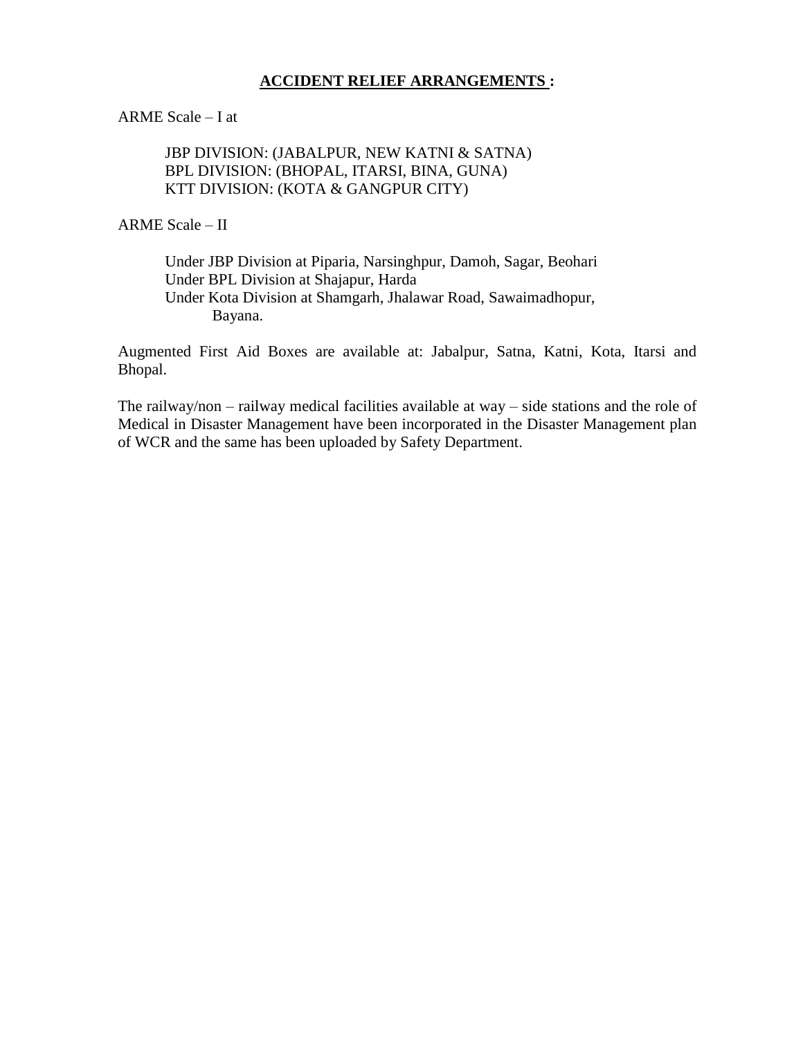## **ACCIDENT RELIEF ARRANGEMENTS :**

ARME Scale – I at

JBP DIVISION: (JABALPUR, NEW KATNI & SATNA)
BPL DIVISION: (BHOPAL, ITARSI, BINA, GUNA)
KTT DIVISION: (KOTA & GANGPUR CITY)

ARME Scale – II

Under JBP Division at Piparia, Narsinghpur, Damoh, Sagar, Beohari
Under BPL Division at Shajapur, Harda
Under Kota Division at Shamgarh, Jhalawar Road, Sawaimadhopur, Bayana.

Augmented First Aid Boxes are available at: Jabalpur, Satna, Katni, Kota, Itarsi and Bhopal.

The railway/non – railway medical facilities available at way – side stations and the role of Medical in Disaster Management have been incorporated in the Disaster Management plan of WCR and the same has been uploaded by Safety Department.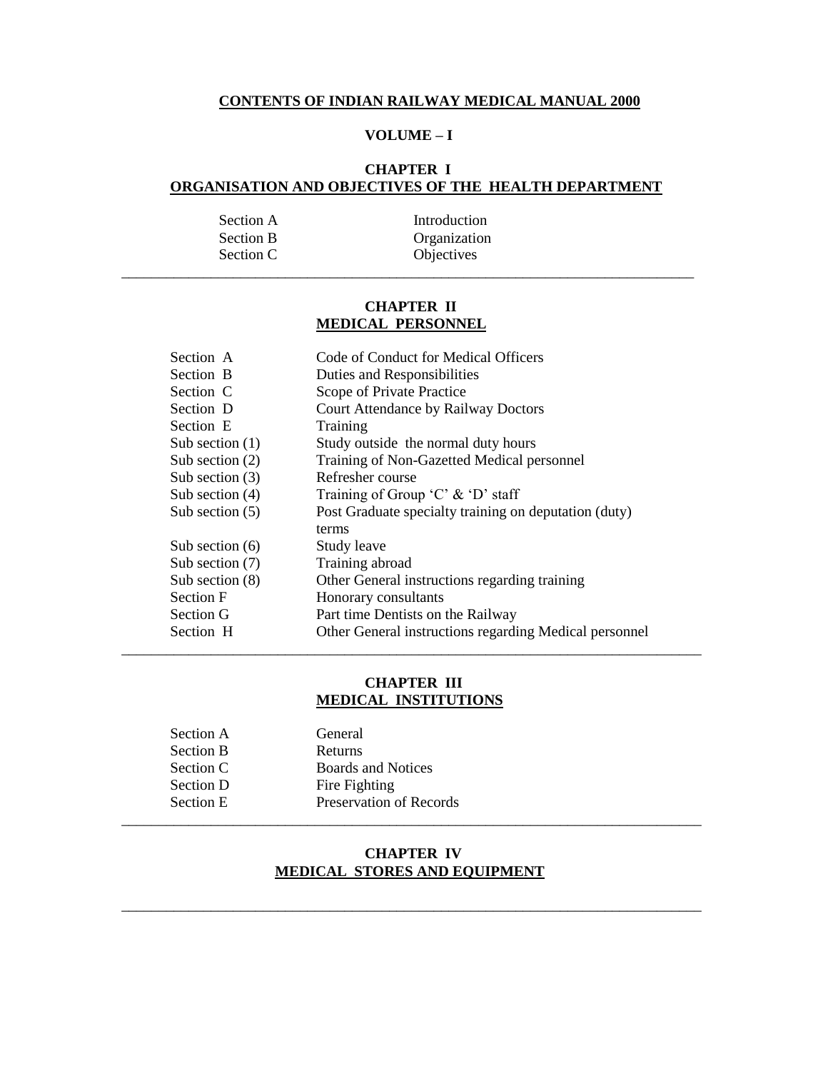# CONTENTS OF INDIAN RAILWAY MEDICAL MANUAL 2000

## VOLUME – I

### CHAPTER I
### ORGANISATION AND OBJECTIVES OF THE HEALTH DEPARTMENT

| | |
|---|---|
| Section A | Introduction |
| Section B | Organization |
| Section C | Objectives |

---

### CHAPTER II
### MEDICAL PERSONNEL

| | |
|---|---|
| Section A | Code of Conduct for Medical Officers |
| Section B | Duties and Responsibilities |
| Section C | Scope of Private Practice |
| Section D | Court Attendance by Railway Doctors |
| Section E | Training |
| Sub section (1) | Study outside the normal duty hours |
| Sub section (2) | Training of Non-Gazetted Medical personnel |
| Sub section (3) | Refresher course |
| Sub section (4) | Training of Group 'C' & 'D' staff |
| Sub section (5) | Post Graduate specialty training on deputation (duty) terms |
| Sub section (6) | Study leave |
| Sub section (7) | Training abroad |
| Sub section (8) | Other General instructions regarding training |
| Section F | Honorary consultants |
| Section G | Part time Dentists on the Railway |
| Section H | Other General instructions regarding Medical personnel |

---

### CHAPTER III
### MEDICAL INSTITUTIONS

| | |
|---|---|
| Section A | General |
| Section B | Returns |
| Section C | Boards and Notices |
| Section D | Fire Fighting |
| Section E | Preservation of Records |

---

### CHAPTER IV
### MEDICAL STORES AND EQUIPMENT

---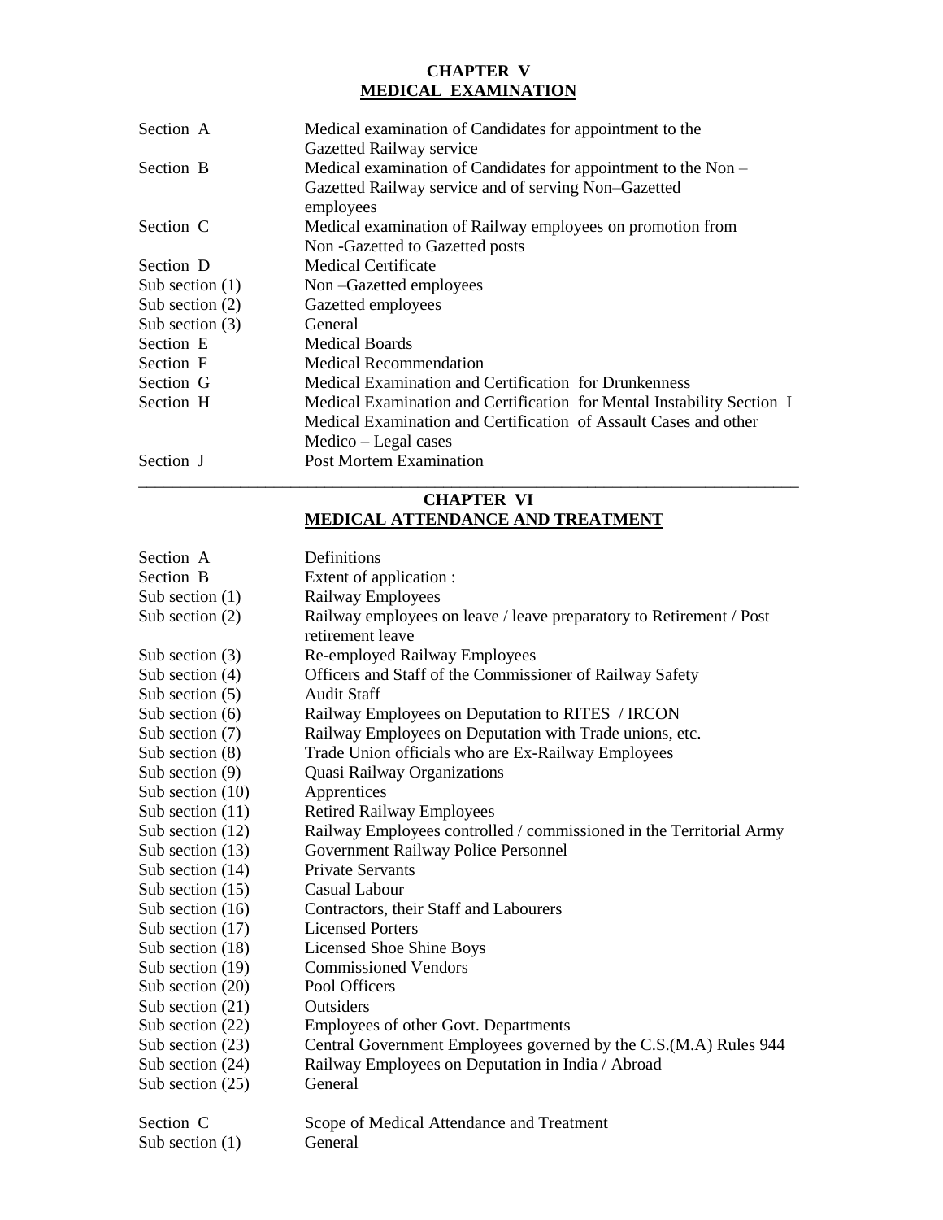## CHAPTER V
## MEDICAL EXAMINATION

| | |
|---|---|
| Section A | Medical examination of Candidates for appointment to the Gazetted Railway service |
| Section B | Medical examination of Candidates for appointment to the Non – Gazetted Railway service and of serving Non–Gazetted employees |
| Section C | Medical examination of Railway employees on promotion from Non -Gazetted to Gazetted posts |
| Section D | Medical Certificate |
| Sub section (1) | Non –Gazetted employees |
| Sub section (2) | Gazetted employees |
| Sub section (3) | General |
| Section E | Medical Boards |
| Section F | Medical Recommendation |
| Section G | Medical Examination and Certification for Drunkenness |
| Section H | Medical Examination and Certification for Mental Instability Section I Medical Examination and Certification of Assault Cases and other Medico – Legal cases |
| Section J | Post Mortem Examination |

---

## CHAPTER VI
## MEDICAL ATTENDANCE AND TREATMENT

| | |
|---|---|
| Section A | Definitions |
| Section B | Extent of application : |
| Sub section (1) | Railway Employees |
| Sub section (2) | Railway employees on leave / leave preparatory to Retirement / Post retirement leave |
| Sub section (3) | Re-employed Railway Employees |
| Sub section (4) | Officers and Staff of the Commissioner of Railway Safety |
| Sub section (5) | Audit Staff |
| Sub section (6) | Railway Employees on Deputation to RITES / IRCON |
| Sub section (7) | Railway Employees on Deputation with Trade unions, etc. |
| Sub section (8) | Trade Union officials who are Ex-Railway Employees |
| Sub section (9) | Quasi Railway Organizations |
| Sub section (10) | Apprentices |
| Sub section (11) | Retired Railway Employees |
| Sub section (12) | Railway Employees controlled / commissioned in the Territorial Army |
| Sub section (13) | Government Railway Police Personnel |
| Sub section (14) | Private Servants |
| Sub section (15) | Casual Labour |
| Sub section (16) | Contractors, their Staff and Labourers |
| Sub section (17) | Licensed Porters |
| Sub section (18) | Licensed Shoe Shine Boys |
| Sub section (19) | Commissioned Vendors |
| Sub section (20) | Pool Officers |
| Sub section (21) | Outsiders |
| Sub section (22) | Employees of other Govt. Departments |
| Sub section (23) | Central Government Employees governed by the C.S.(M.A) Rules 944 |
| Sub section (24) | Railway Employees on Deputation in India / Abroad |
| Sub section (25) | General |
| Section C | Scope of Medical Attendance and Treatment |
| Sub section (1) | General |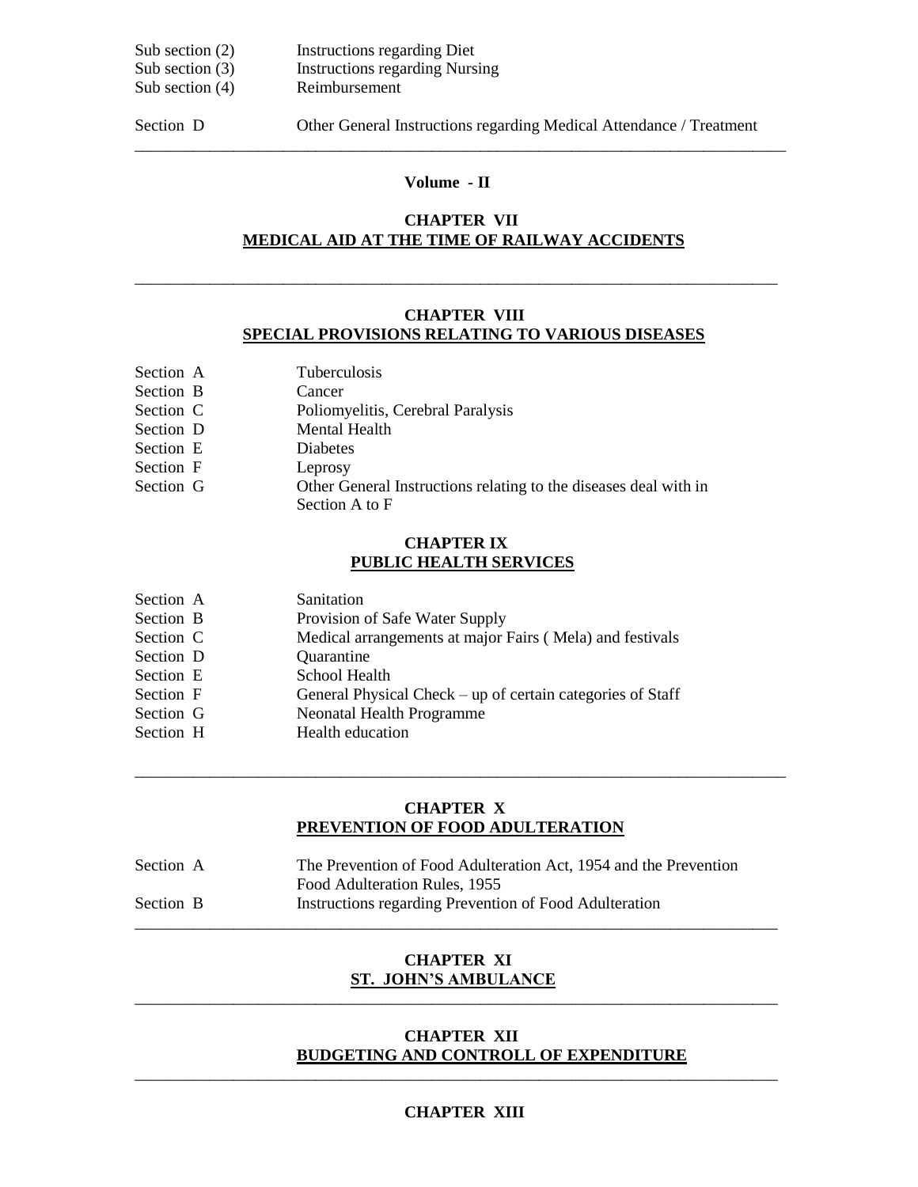| | |
|---|---|
| Sub section (2) | Instructions regarding Diet |
| Sub section (3) | Instructions regarding Nursing |
| Sub section (4) | Reimbursement |

| | |
|---|---|
| Section D | Other General Instructions regarding Medical Attendance / Treatment |

---

**Volume - II**

## CHAPTER VII
## MEDICAL AID AT THE TIME OF RAILWAY ACCIDENTS

---

## CHAPTER VIII
## SPECIAL PROVISIONS RELATING TO VARIOUS DISEASES

| | |
|---|---|
| Section A | Tuberculosis |
| Section B | Cancer |
| Section C | Poliomyelitis, Cerebral Paralysis |
| Section D | Mental Health |
| Section E | Diabetes |
| Section F | Leprosy |
| Section G | Other General Instructions relating to the diseases deal with in Section A to F |

## CHAPTER IX
## PUBLIC HEALTH SERVICES

| | |
|---|---|
| Section A | Sanitation |
| Section B | Provision of Safe Water Supply |
| Section C | Medical arrangements at major Fairs ( Mela) and festivals |
| Section D | Quarantine |
| Section E | School Health |
| Section F | General Physical Check – up of certain categories of Staff |
| Section G | Neonatal Health Programme |
| Section H | Health education |

---

## CHAPTER X
## PREVENTION OF FOOD ADULTERATION

| | |
|---|---|
| Section A | The Prevention of Food Adulteration Act, 1954 and the Prevention Food Adulteration Rules, 1955 |
| Section B | Instructions regarding Prevention of Food Adulteration |

---

## CHAPTER XI
## ST. JOHN'S AMBULANCE

---

## CHAPTER XII
## BUDGETING AND CONTROLL OF EXPENDITURE

---

## CHAPTER XIII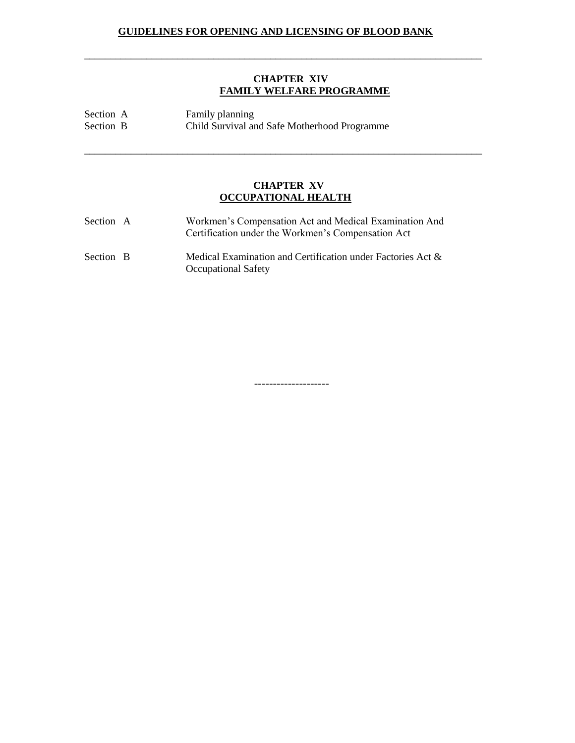**GUIDELINES FOR OPENING AND LICENSING OF BLOOD BANK**

---

## CHAPTER XIV
## FAMILY WELFARE PROGRAMME

| | |
|---|---|
| Section A | Family planning |
| Section B | Child Survival and Safe Motherhood Programme |

---

## CHAPTER XV
## OCCUPATIONAL HEALTH

| | |
|---|---|
| Section A | Workmen's Compensation Act and Medical Examination And Certification under the Workmen's Compensation Act |
| Section B | Medical Examination and Certification under Factories Act & Occupational Safety |

--------------------